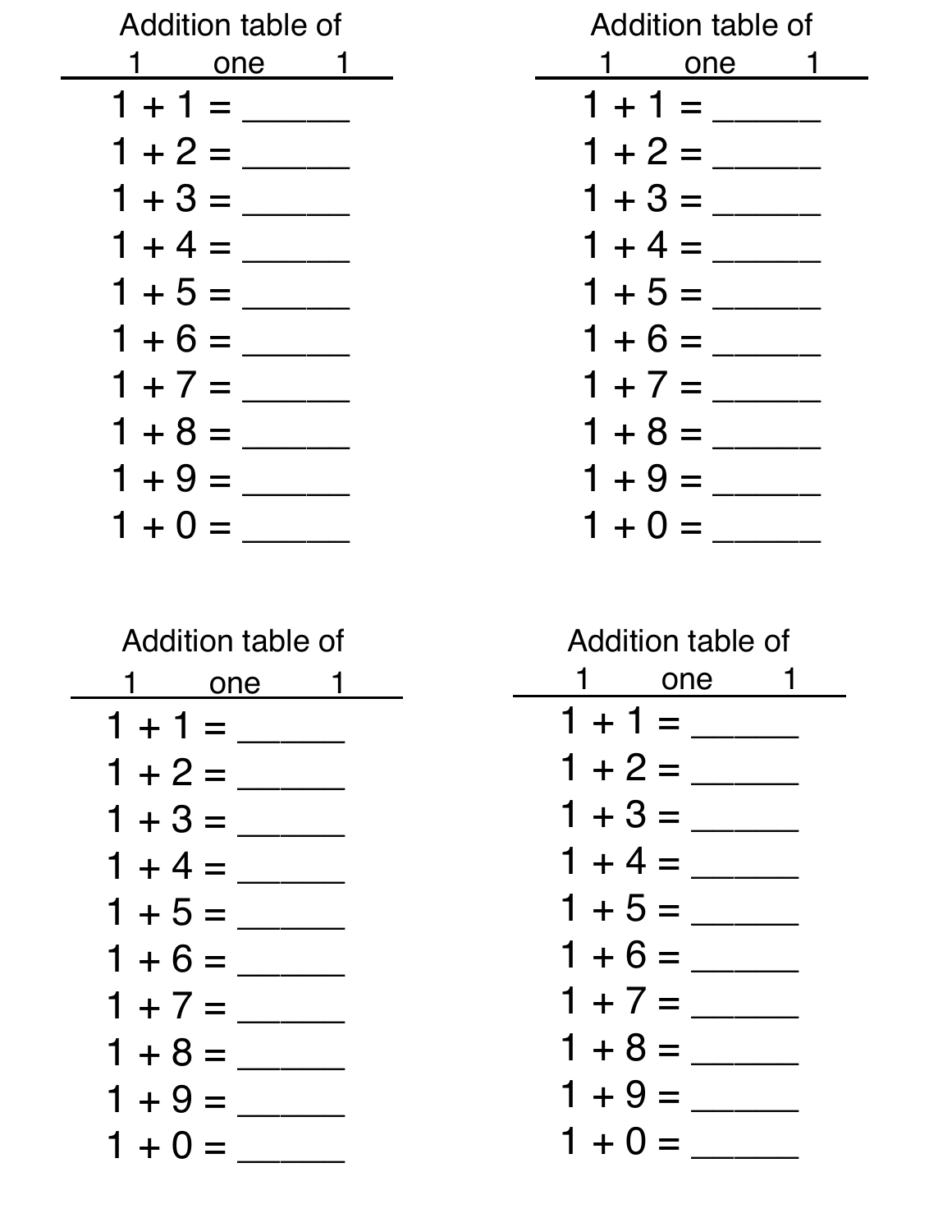Addition table of

1 one 1

$1 + 1 =$ _____

$1 + 2 =$ _____

$1 + 3 =$ _____

$1 + 4 =$ _____

$1 + 5 =$ _____

$1 + 6 =$ _____

$1 + 7 =$ _____

$1 + 8 =$ _____

$1 + 9 =$ _____

$1 + 0 =$ _____

Addition table of

1 one 1

$1 + 1 =$ _____

$1 + 2 =$ _____

$1 + 3 =$ _____

$1 + 4 =$ _____

$1 + 5 =$ _____

$1 + 6 =$ _____

$1 + 7 =$ _____

$1 + 8 =$ _____

$1 + 9 =$ _____

$1 + 0 =$ _____

Addition table of

1 one 1

$1 + 1 =$ _____

$1 + 2 =$ _____

$1 + 3 =$ _____

$1 + 4 =$ _____

$1 + 5 =$ _____

$1 + 6 =$ _____

$1 + 7 =$ _____

$1 + 8 =$ _____

$1 + 9 =$ _____

$1 + 0 =$ _____

Addition table of

1 one 1

$1 + 1 =$ _____

$1 + 2 =$ _____

$1 + 3 =$ _____

$1 + 4 =$ _____

$1 + 5 =$ _____

$1 + 6 =$ _____

$1 + 7 =$ _____

$1 + 8 =$ _____

$1 + 9 =$ _____

$1 + 0 =$ _____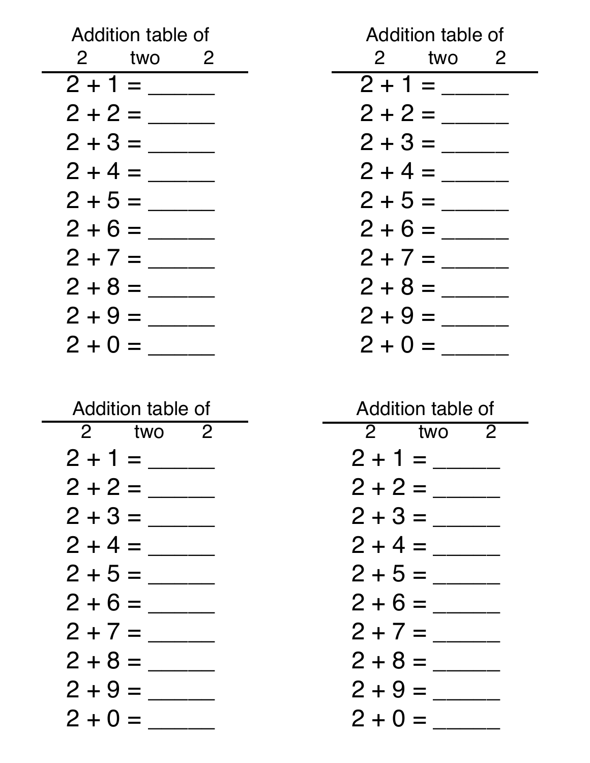Addition table of

2 two 2

2 + 1 = ______

2 + 2 = ______

2 + 3 = ______

2 + 4 = ______

2 + 5 = ______

2 + 6 = ______

2 + 7 = ______

2 + 8 = ______

2 + 9 = ______

2 + 0 = ______

Addition table of

2 two 2

2 + 1 = ______

2 + 2 = ______

2 + 3 = ______

2 + 4 = ______

2 + 5 = ______

2 + 6 = ______

2 + 7 = ______

2 + 8 = ______

2 + 9 = ______

2 + 0 = ______

Addition table of

2 two 2

2 + 1 = ______

2 + 2 = ______

2 + 3 = ______

2 + 4 = ______

2 + 5 = ______

2 + 6 = ______

2 + 7 = ______

2 + 8 = ______

2 + 9 = ______

2 + 0 = ______

Addition table of

2 two 2

2 + 1 = ______

2 + 2 = ______

2 + 3 = ______

2 + 4 = ______

2 + 5 = ______

2 + 6 = ______

2 + 7 = ______

2 + 8 = ______

2 + 9 = ______

2 + 0 = ______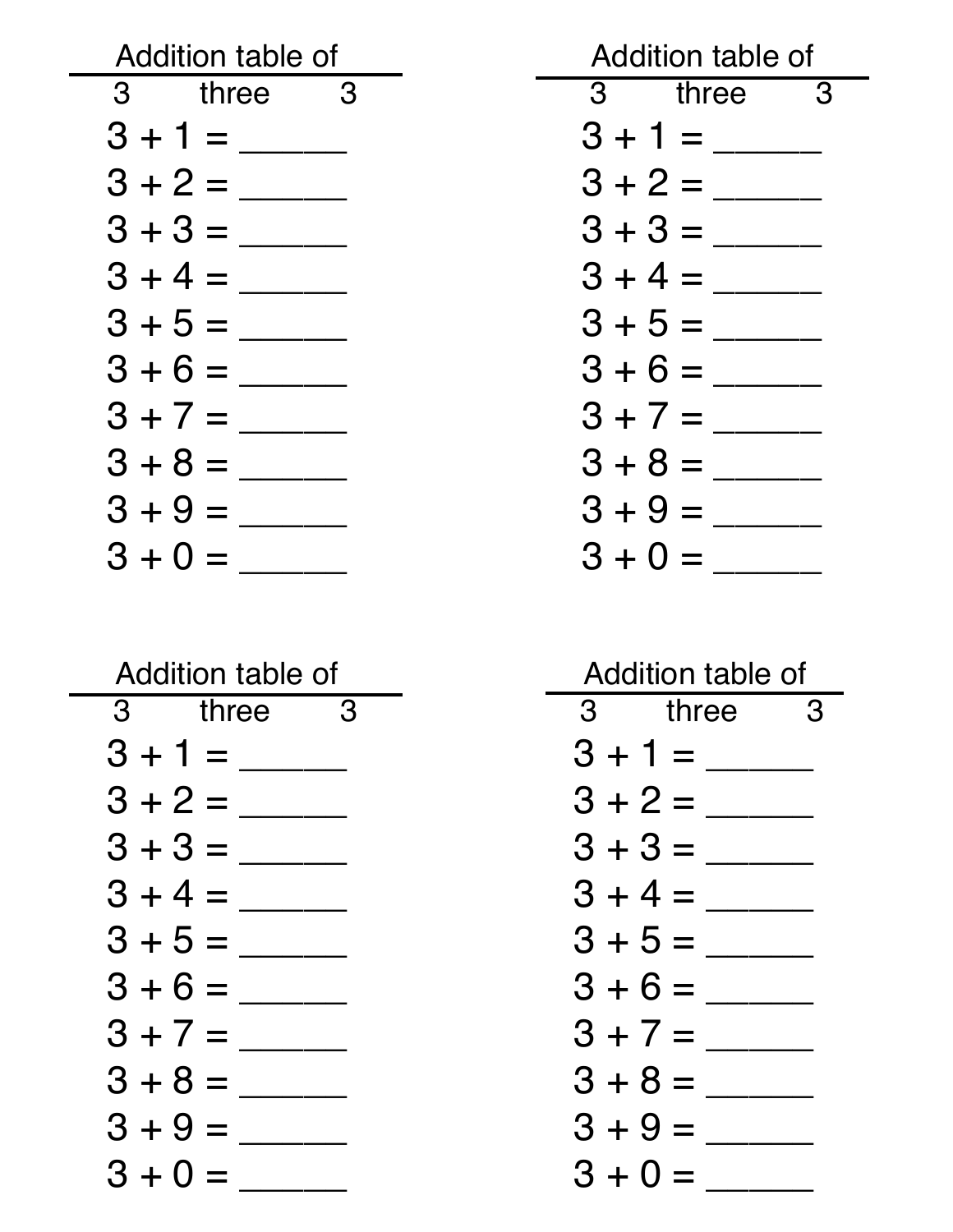Addition table of

3 three 3

$3 + 1 =$ ______

$3 + 2 =$ ______

$3 + 3 =$ ______

$3 + 4 =$ ______

$3 + 5 =$ ______

$3 + 6 =$ ______

$3 + 7 =$ ______

$3 + 8 =$ ______

$3 + 9 =$ ______

$3 + 0 =$ ______

Addition table of

3 three 3

$3 + 1 =$ ______

$3 + 2 =$ ______

$3 + 3 =$ ______

$3 + 4 =$ ______

$3 + 5 =$ ______

$3 + 6 =$ ______

$3 + 7 =$ ______

$3 + 8 =$ ______

$3 + 9 =$ ______

$3 + 0 =$ ______

Addition table of

3 three 3

$3 + 1 =$ ______

$3 + 2 =$ ______

$3 + 3 =$ ______

$3 + 4 =$ ______

$3 + 5 =$ ______

$3 + 6 =$ ______

$3 + 7 =$ ______

$3 + 8 =$ ______

$3 + 9 =$ ______

$3 + 0 =$ ______

Addition table of

3 three 3

$3 + 1 =$ ______

$3 + 2 =$ ______

$3 + 3 =$ ______

$3 + 4 =$ ______

$3 + 5 =$ ______

$3 + 6 =$ ______

$3 + 7 =$ ______

$3 + 8 =$ ______

$3 + 9 =$ ______

$3 + 0 =$ ______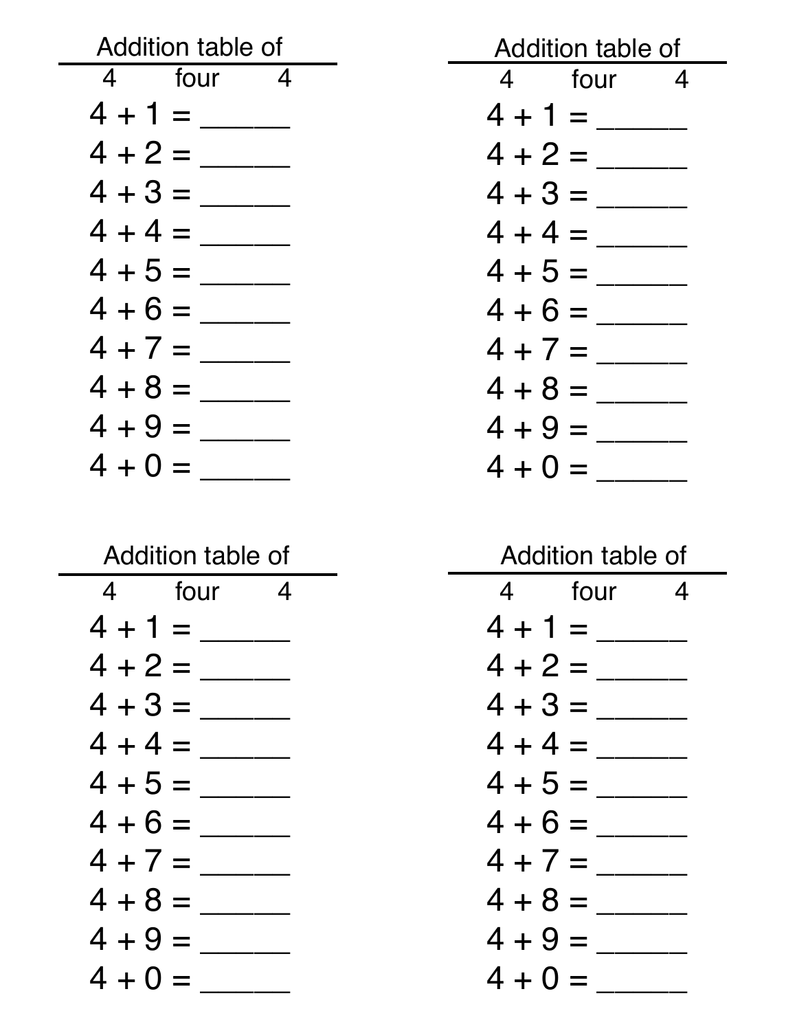Addition table of

4 four 4

$4 + 1 =$ \_\_\_\_\_

$4 + 2 =$ \_\_\_\_\_

$4 + 3 =$ \_\_\_\_\_

$4 + 4 =$ \_\_\_\_\_

$4 + 5 =$ \_\_\_\_\_

$4 + 6 =$ \_\_\_\_\_

$4 + 7 =$ \_\_\_\_\_

$4 + 8 =$ \_\_\_\_\_

$4 + 9 =$ \_\_\_\_\_

$4 + 0 =$ \_\_\_\_\_

Addition table of

4 four 4

$4 + 1 =$ \_\_\_\_\_

$4 + 2 =$ \_\_\_\_\_

$4 + 3 =$ \_\_\_\_\_

$4 + 4 =$ \_\_\_\_\_

$4 + 5 =$ \_\_\_\_\_

$4 + 6 =$ \_\_\_\_\_

$4 + 7 =$ \_\_\_\_\_

$4 + 8 =$ \_\_\_\_\_

$4 + 9 =$ \_\_\_\_\_

$4 + 0 =$ \_\_\_\_\_

Addition table of

4 four 4

$4 + 1 =$ \_\_\_\_\_

$4 + 2 =$ \_\_\_\_\_

$4 + 3 =$ \_\_\_\_\_

$4 + 4 =$ \_\_\_\_\_

$4 + 5 =$ \_\_\_\_\_

$4 + 6 =$ \_\_\_\_\_

$4 + 7 =$ \_\_\_\_\_

$4 + 8 =$ \_\_\_\_\_

$4 + 9 =$ \_\_\_\_\_

$4 + 0 =$ \_\_\_\_\_

Addition table of

4 four 4

$4 + 1 =$ \_\_\_\_\_

$4 + 2 =$ \_\_\_\_\_

$4 + 3 =$ \_\_\_\_\_

$4 + 4 =$ \_\_\_\_\_

$4 + 5 =$ \_\_\_\_\_

$4 + 6 =$ \_\_\_\_\_

$4 + 7 =$ \_\_\_\_\_

$4 + 8 =$ \_\_\_\_\_

$4 + 9 =$ \_\_\_\_\_

$4 + 0 =$ \_\_\_\_\_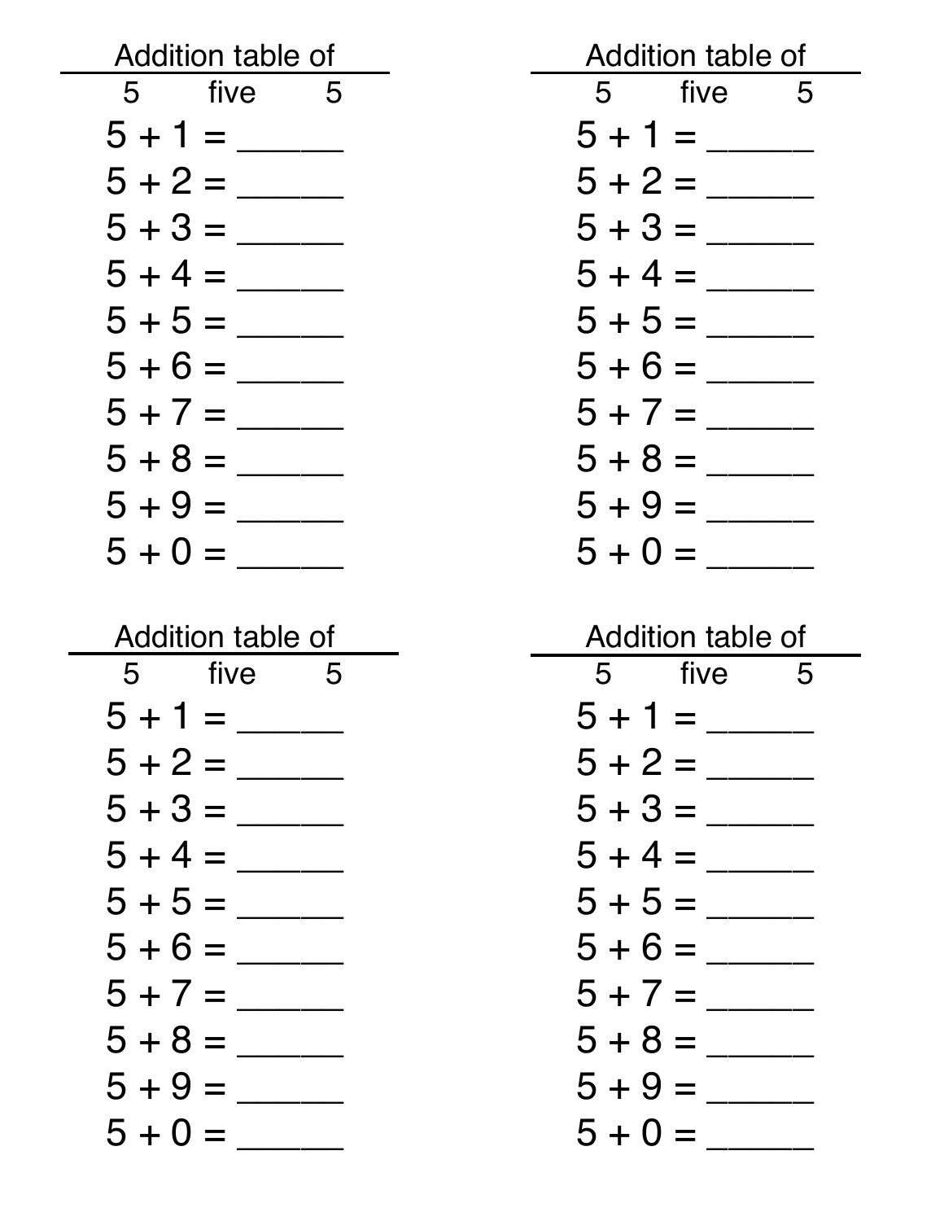Addition table of

5 five 5

5 + 1 = ______
5 + 2 = ______
5 + 3 = ______
5 + 4 = ______
5 + 5 = ______
5 + 6 = ______
5 + 7 = ______
5 + 8 = ______
5 + 9 = ______
5 + 0 = ______

Addition table of

5 five 5

5 + 1 = ______
5 + 2 = ______
5 + 3 = ______
5 + 4 = ______
5 + 5 = ______
5 + 6 = ______
5 + 7 = ______
5 + 8 = ______
5 + 9 = ______
5 + 0 = ______

Addition table of

5 five 5

5 + 1 = ______
5 + 2 = ______
5 + 3 = ______
5 + 4 = ______
5 + 5 = ______
5 + 6 = ______
5 + 7 = ______
5 + 8 = ______
5 + 9 = ______
5 + 0 = ______

Addition table of

5 five 5

5 + 1 = ______
5 + 2 = ______
5 + 3 = ______
5 + 4 = ______
5 + 5 = ______
5 + 6 = ______
5 + 7 = ______
5 + 8 = ______
5 + 9 = ______
5 + 0 = ______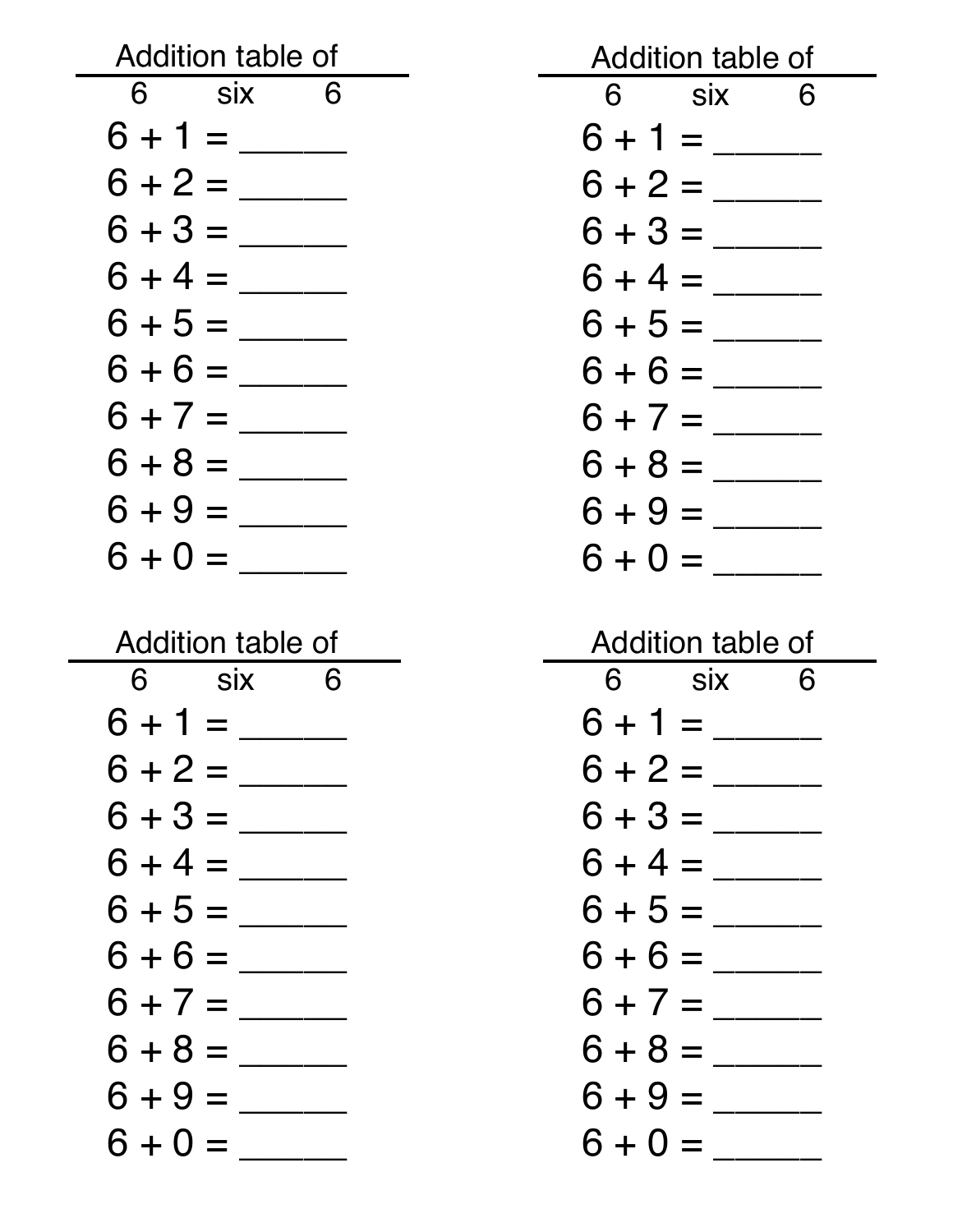Addition table of

6 six 6

$6 + 1 =$ ______

$6 + 2 =$ ______

$6 + 3 =$ ______

$6 + 4 =$ ______

$6 + 5 =$ ______

$6 + 6 =$ ______

$6 + 7 =$ ______

$6 + 8 =$ ______

$6 + 9 =$ ______

$6 + 0 =$ ______

Addition table of

6 six 6

$6 + 1 =$ ______

$6 + 2 =$ ______

$6 + 3 =$ ______

$6 + 4 =$ ______

$6 + 5 =$ ______

$6 + 6 =$ ______

$6 + 7 =$ ______

$6 + 8 =$ ______

$6 + 9 =$ ______

$6 + 0 =$ ______

Addition table of

6 six 6

$6 + 1 =$ ______

$6 + 2 =$ ______

$6 + 3 =$ ______

$6 + 4 =$ ______

$6 + 5 =$ ______

$6 + 6 =$ ______

$6 + 7 =$ ______

$6 + 8 =$ ______

$6 + 9 =$ ______

$6 + 0 =$ ______

Addition table of

6 six 6

$6 + 1 =$ ______

$6 + 2 =$ ______

$6 + 3 =$ ______

$6 + 4 =$ ______

$6 + 5 =$ ______

$6 + 6 =$ ______

$6 + 7 =$ ______

$6 + 8 =$ ______

$6 + 9 =$ ______

$6 + 0 =$ ______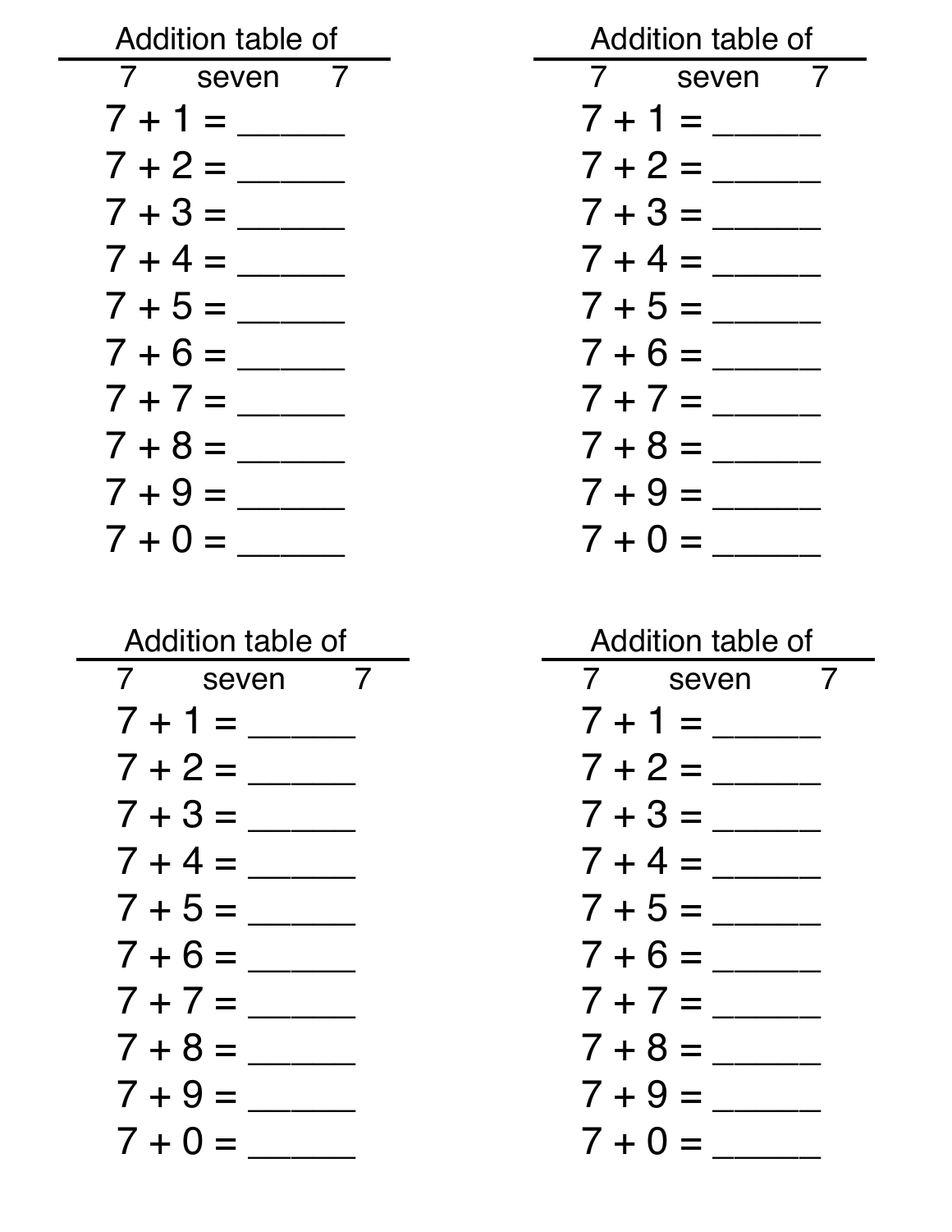Addition table of

7 seven 7

$7 + 1 =$ \_\_\_\_\_\_

$7 + 2 =$ \_\_\_\_\_\_

$7 + 3 =$ \_\_\_\_\_\_

$7 + 4 =$ \_\_\_\_\_\_

$7 + 5 =$ \_\_\_\_\_\_

$7 + 6 =$ \_\_\_\_\_\_

$7 + 7 =$ \_\_\_\_\_\_

$7 + 8 =$ \_\_\_\_\_\_

$7 + 9 =$ \_\_\_\_\_\_

$7 + 0 =$ \_\_\_\_\_\_

Addition table of

7 seven 7

$7 + 1 =$ \_\_\_\_\_\_

$7 + 2 =$ \_\_\_\_\_\_

$7 + 3 =$ \_\_\_\_\_\_

$7 + 4 =$ \_\_\_\_\_\_

$7 + 5 =$ \_\_\_\_\_\_

$7 + 6 =$ \_\_\_\_\_\_

$7 + 7 =$ \_\_\_\_\_\_

$7 + 8 =$ \_\_\_\_\_\_

$7 + 9 =$ \_\_\_\_\_\_

$7 + 0 =$ \_\_\_\_\_\_

Addition table of

7 seven 7

$7 + 1 =$ \_\_\_\_\_\_

$7 + 2 =$ \_\_\_\_\_\_

$7 + 3 =$ \_\_\_\_\_\_

$7 + 4 =$ \_\_\_\_\_\_

$7 + 5 =$ \_\_\_\_\_\_

$7 + 6 =$ \_\_\_\_\_\_

$7 + 7 =$ \_\_\_\_\_\_

$7 + 8 =$ \_\_\_\_\_\_

$7 + 9 =$ \_\_\_\_\_\_

$7 + 0 =$ \_\_\_\_\_\_

Addition table of

7 seven 7

$7 + 1 =$ \_\_\_\_\_\_

$7 + 2 =$ \_\_\_\_\_\_

$7 + 3 =$ \_\_\_\_\_\_

$7 + 4 =$ \_\_\_\_\_\_

$7 + 5 =$ \_\_\_\_\_\_

$7 + 6 =$ \_\_\_\_\_\_

$7 + 7 =$ \_\_\_\_\_\_

$7 + 8 =$ \_\_\_\_\_\_

$7 + 9 =$ \_\_\_\_\_\_

$7 + 0 =$ \_\_\_\_\_\_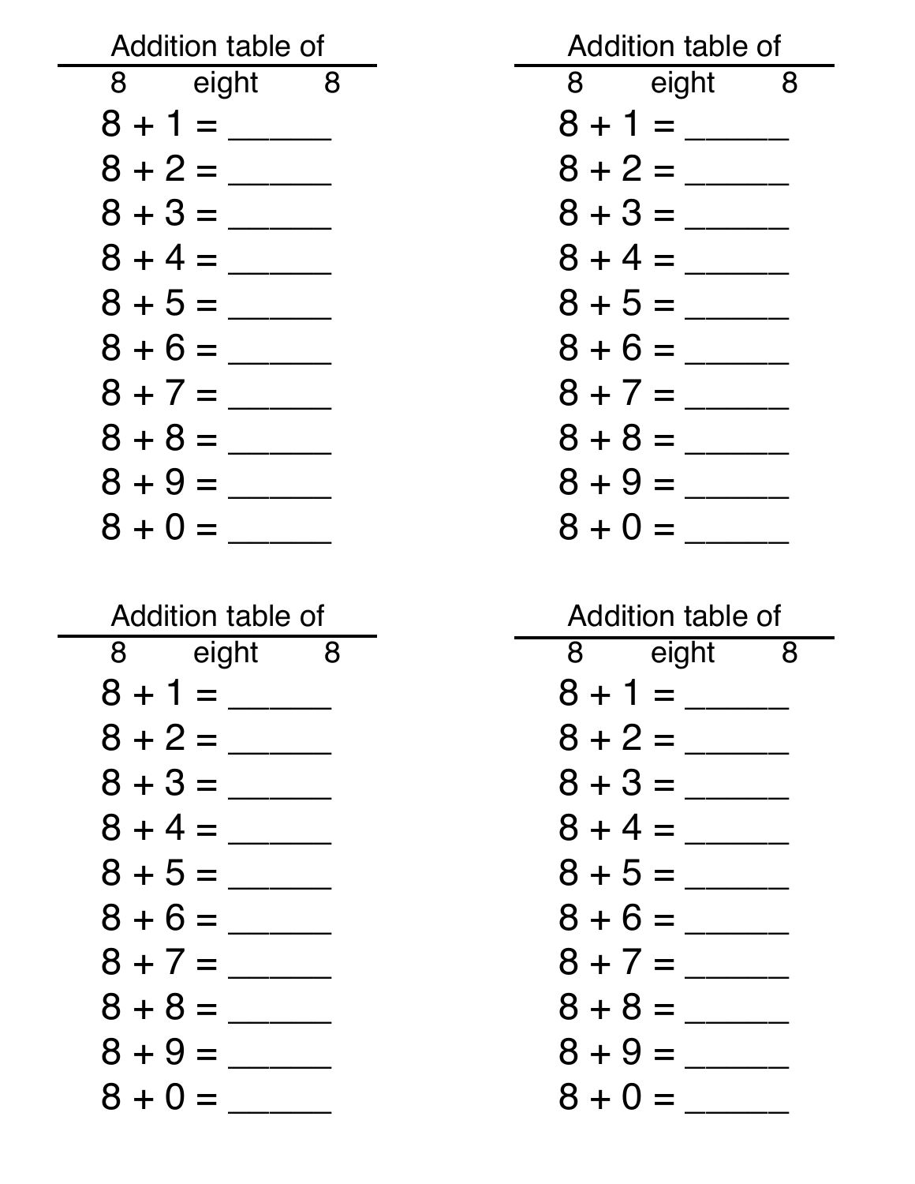Addition table of

8 eight 8

8 + 1 = ______
8 + 2 = ______
8 + 3 = ______
8 + 4 = ______
8 + 5 = ______
8 + 6 = ______
8 + 7 = ______
8 + 8 = ______
8 + 9 = ______
8 + 0 = ______

Addition table of

8 eight 8

8 + 1 = ______
8 + 2 = ______
8 + 3 = ______
8 + 4 = ______
8 + 5 = ______
8 + 6 = ______
8 + 7 = ______
8 + 8 = ______
8 + 9 = ______
8 + 0 = ______

Addition table of

8 eight 8

8 + 1 = ______
8 + 2 = ______
8 + 3 = ______
8 + 4 = ______
8 + 5 = ______
8 + 6 = ______
8 + 7 = ______
8 + 8 = ______
8 + 9 = ______
8 + 0 = ______

Addition table of

8 eight 8

8 + 1 = ______
8 + 2 = ______
8 + 3 = ______
8 + 4 = ______
8 + 5 = ______
8 + 6 = ______
8 + 7 = ______
8 + 8 = ______
8 + 9 = ______
8 + 0 = ______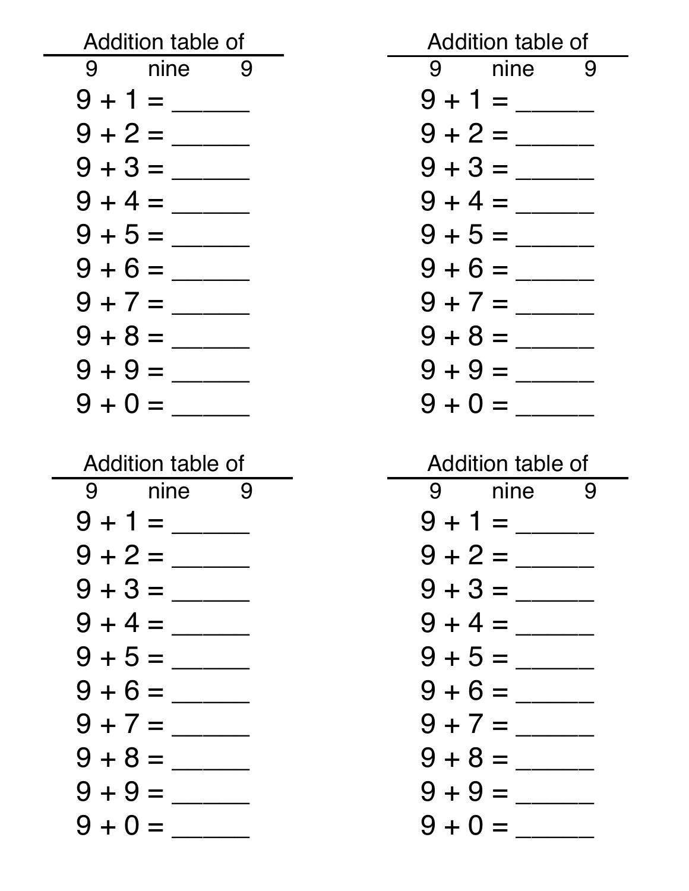Addition table of

9 nine 9

$9 + 1 =$ ______

$9 + 2 =$ ______

$9 + 3 =$ ______

$9 + 4 =$ ______

$9 + 5 =$ ______

$9 + 6 =$ ______

$9 + 7 =$ ______

$9 + 8 =$ ______

$9 + 9 =$ ______

$9 + 0 =$ ______

Addition table of

9 nine 9

$9 + 1 =$ ______

$9 + 2 =$ ______

$9 + 3 =$ ______

$9 + 4 =$ ______

$9 + 5 =$ ______

$9 + 6 =$ ______

$9 + 7 =$ ______

$9 + 8 =$ ______

$9 + 9 =$ ______

$9 + 0 =$ ______

Addition table of

9 nine 9

$9 + 1 =$ ______

$9 + 2 =$ ______

$9 + 3 =$ ______

$9 + 4 =$ ______

$9 + 5 =$ ______

$9 + 6 =$ ______

$9 + 7 =$ ______

$9 + 8 =$ ______

$9 + 9 =$ ______

$9 + 0 =$ ______

Addition table of

9 nine 9

$9 + 1 =$ ______

$9 + 2 =$ ______

$9 + 3 =$ ______

$9 + 4 =$ ______

$9 + 5 =$ ______

$9 + 6 =$ ______

$9 + 7 =$ ______

$9 + 8 =$ ______

$9 + 9 =$ ______

$9 + 0 =$ ______